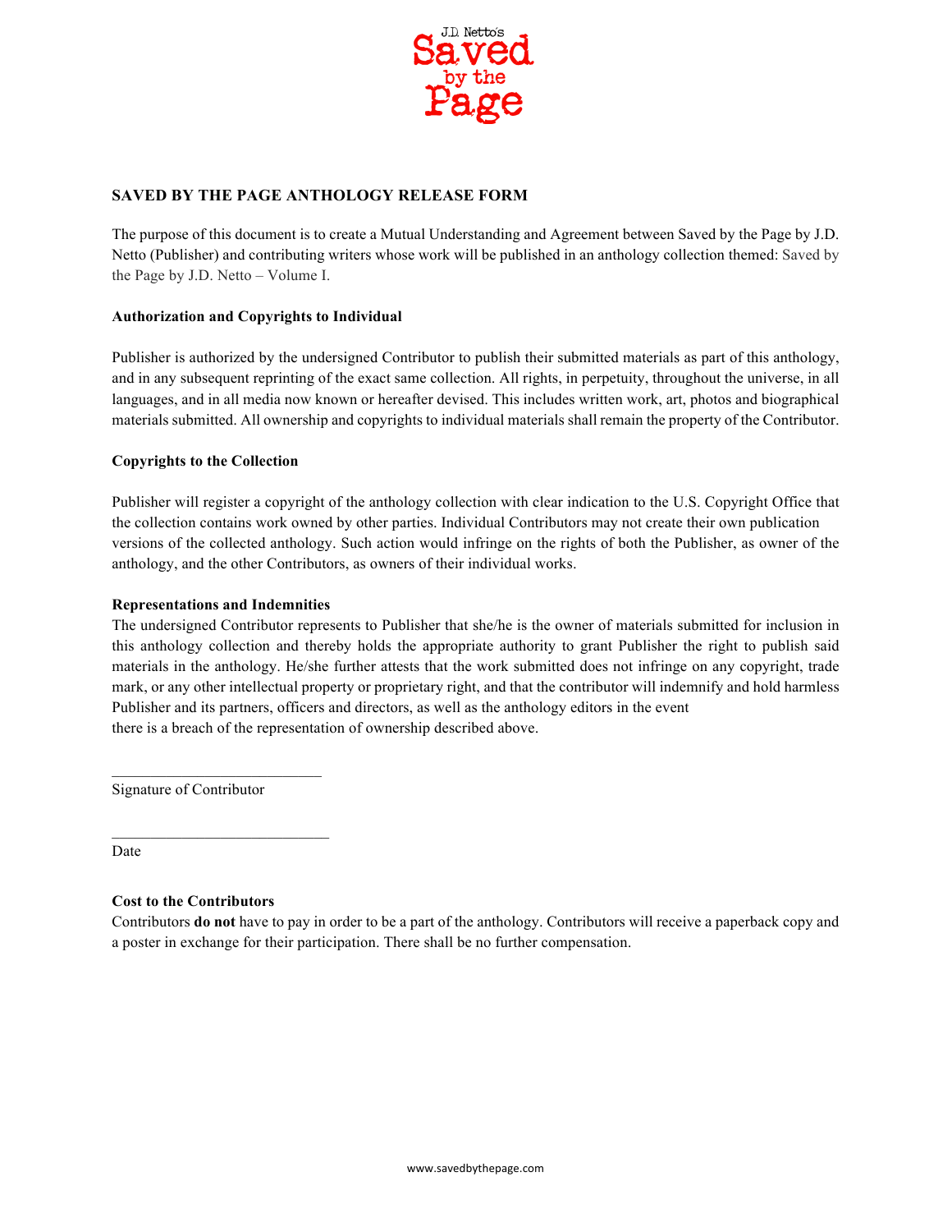J.D. Netto's Saved by the Page

## SAVED BY THE PAGE ANTHOLOGY RELEASE FORM

The purpose of this document is to create a Mutual Understanding and Agreement between Saved by the Page by J.D. Netto (Publisher) and contributing writers whose work will be published in an anthology collection themed: Saved by the Page by J.D. Netto – Volume I.

### Authorization and Copyrights to Individual

Publisher is authorized by the undersigned Contributor to publish their submitted materials as part of this anthology, and in any subsequent reprinting of the exact same collection. All rights, in perpetuity, throughout the universe, in all languages, and in all media now known or hereafter devised. This includes written work, art, photos and biographical materials submitted. All ownership and copyrights to individual materials shall remain the property of the Contributor.

### Copyrights to the Collection

Publisher will register a copyright of the anthology collection with clear indication to the U.S. Copyright Office that the collection contains work owned by other parties. Individual Contributors may not create their own publication versions of the collected anthology. Such action would infringe on the rights of both the Publisher, as owner of the anthology, and the other Contributors, as owners of their individual works.

### Representations and Indemnities

The undersigned Contributor represents to Publisher that she/he is the owner of materials submitted for inclusion in this anthology collection and thereby holds the appropriate authority to grant Publisher the right to publish said materials in the anthology. He/she further attests that the work submitted does not infringe on any copyright, trade mark, or any other intellectual property or proprietary right, and that the contributor will indemnify and hold harmless Publisher and its partners, officers and directors, as well as the anthology editors in the event there is a breach of the representation of ownership described above.

\_\_\_\_\_\_\_\_\_\_\_\_\_\_\_\_\_\_\_\_\_\_\_\_\_\_\_\_

Signature of Contributor

\_\_\_\_\_\_\_\_\_\_\_\_\_\_\_\_\_\_\_\_\_\_\_\_\_\_\_\_

Date

### Cost to the Contributors

Contributors **do not** have to pay in order to be a part of the anthology. Contributors will receive a paperback copy and a poster in exchange for their participation. There shall be no further compensation.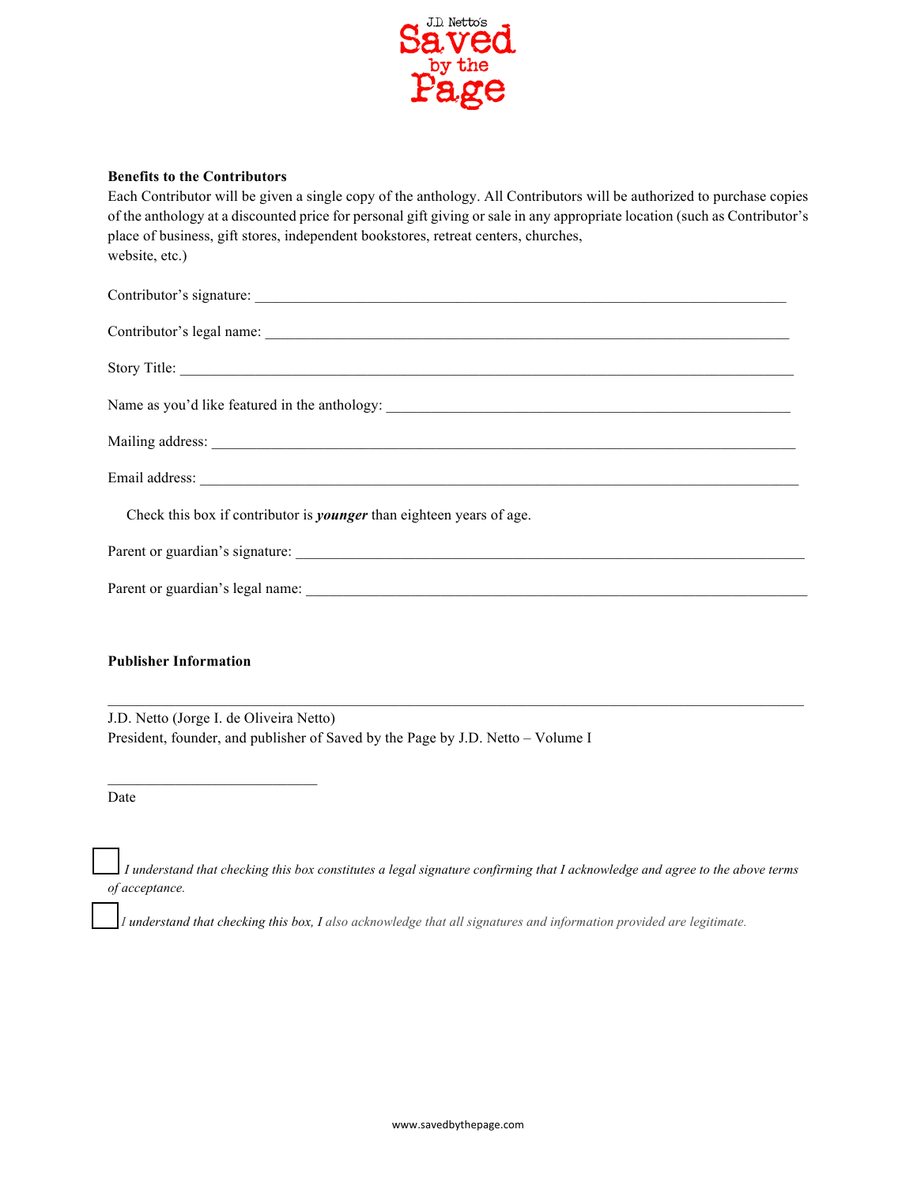**Benefits to the Contributors**

Each Contributor will be given a single copy of the anthology. All Contributors will be authorized to purchase copies of the anthology at a discounted price for personal gift giving or sale in any appropriate location (such as Contributor's place of business, gift stores, independent bookstores, retreat centers, churches, website, etc.)

Contributor's signature: ___________________________________________________________________________

Contributor's legal name: __________________________________________________________________________

Story Title: _______________________________________________________________________________________

Name as you'd like featured in the anthology: _________________________________________________________

Mailing address: ___________________________________________________________________________________

Email address: _____________________________________________________________________________________

Check this box if contributor is ***younger*** than eighteen years of age.

Parent or guardian's signature: _______________________________________________________________________

Parent or guardian's legal name: ______________________________________________________________________

**Publisher Information**

_____________________________________________________________________________________________________

J.D. Netto (Jorge I. de Oliveira Netto)
President, founder, and publisher of Saved by the Page by J.D. Netto – Volume I

_____________________________
Date

☐ *I understand that checking this box constitutes a legal signature confirming that I acknowledge and agree to the above terms of acceptance.*

☐ *I understand that checking this box, I also acknowledge that all signatures and information provided are legitimate.*

www.savedbythepage.com